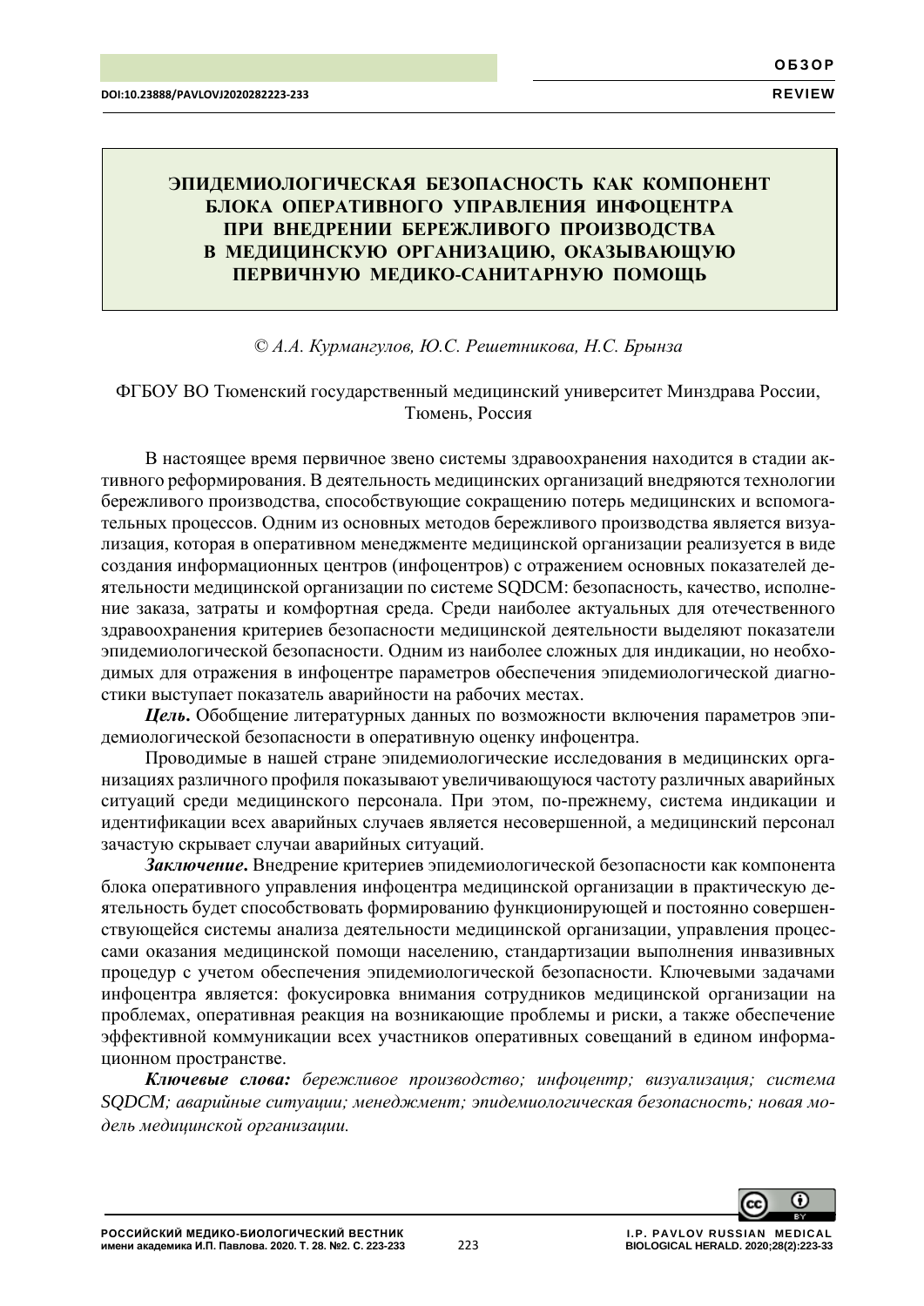DOI:10.23888/PAVLOVJ2020282223-233

ОБЗОР
REVIEW

# ЭПИДЕМИОЛОГИЧЕСКАЯ БЕЗОПАСНОСТЬ КАК КОМПОНЕНТ БЛОКА ОПЕРАТИВНОГО УПРАВЛЕНИЯ ИНФОЦЕНТРА ПРИ ВНЕДРЕНИИ БЕРЕЖЛИВОГО ПРОИЗВОДСТВА В МЕДИЦИНСКУЮ ОРГАНИЗАЦИЮ, ОКАЗЫВАЮЩУЮ ПЕРВИЧНУЮ МЕДИКО-САНИТАРНУЮ ПОМОЩЬ

*© А.А. Курмангулов, Ю.С. Решетникова, Н.С. Брынза*

ФГБОУ ВО Тюменский государственный медицинский университет Минздрава России, Тюмень, Россия

В настоящее время первичное звено системы здравоохранения находится в стадии активного реформирования. В деятельность медицинских организаций внедряются технологии бережливого производства, способствующие сокращению потерь медицинских и вспомогательных процессов. Одним из основных методов бережливого производства является визуализация, которая в оперативном менеджменте медицинской организации реализуется в виде создания информационных центров (инфоцентров) с отражением основных показателей деятельности медицинской организации по системе SQDCM: безопасность, качество, исполнение заказа, затраты и комфортная среда. Среди наиболее актуальных для отечественного здравоохранения критериев безопасности медицинской деятельности выделяют показатели эпидемиологической безопасности. Одним из наиболее сложных для индикации, но необходимых для отражения в инфоцентре параметров обеспечения эпидемиологической диагностики выступает показатель аварийности на рабочих местах.

***Цель.*** Обобщение литературных данных по возможности включения параметров эпидемиологической безопасности в оперативную оценку инфоцентра.

Проводимые в нашей стране эпидемиологические исследования в медицинских организациях различного профиля показывают увеличивающуюся частоту различных аварийных ситуаций среди медицинского персонала. При этом, по-прежнему, система индикации и идентификации всех аварийных случаев является несовершенной, а медицинский персонал зачастую скрывает случаи аварийных ситуаций.

***Заключение*.** Внедрение критериев эпидемиологической безопасности как компонента блока оперативного управления инфоцентра медицинской организации в практическую деятельность будет способствовать формированию функционирующей и постоянно совершенствующейся системы анализа деятельности медицинской организации, управления процессами оказания медицинской помощи населению, стандартизации выполнения инвазивных процедур с учетом обеспечения эпидемиологической безопасности. Ключевыми задачами инфоцентра является: фокусировка внимания сотрудников медицинской организации на проблемах, оперативная реакция на возникающие проблемы и риски, а также обеспечение эффективной коммуникации всех участников оперативных совещаний в едином информационном пространстве.

***Ключевые слова:*** *бережливое производство; инфоцентр; визуализация; система SQDCM; аварийные ситуации; менеджмент; эпидемиологическая безопасность; новая модель медицинской организации.*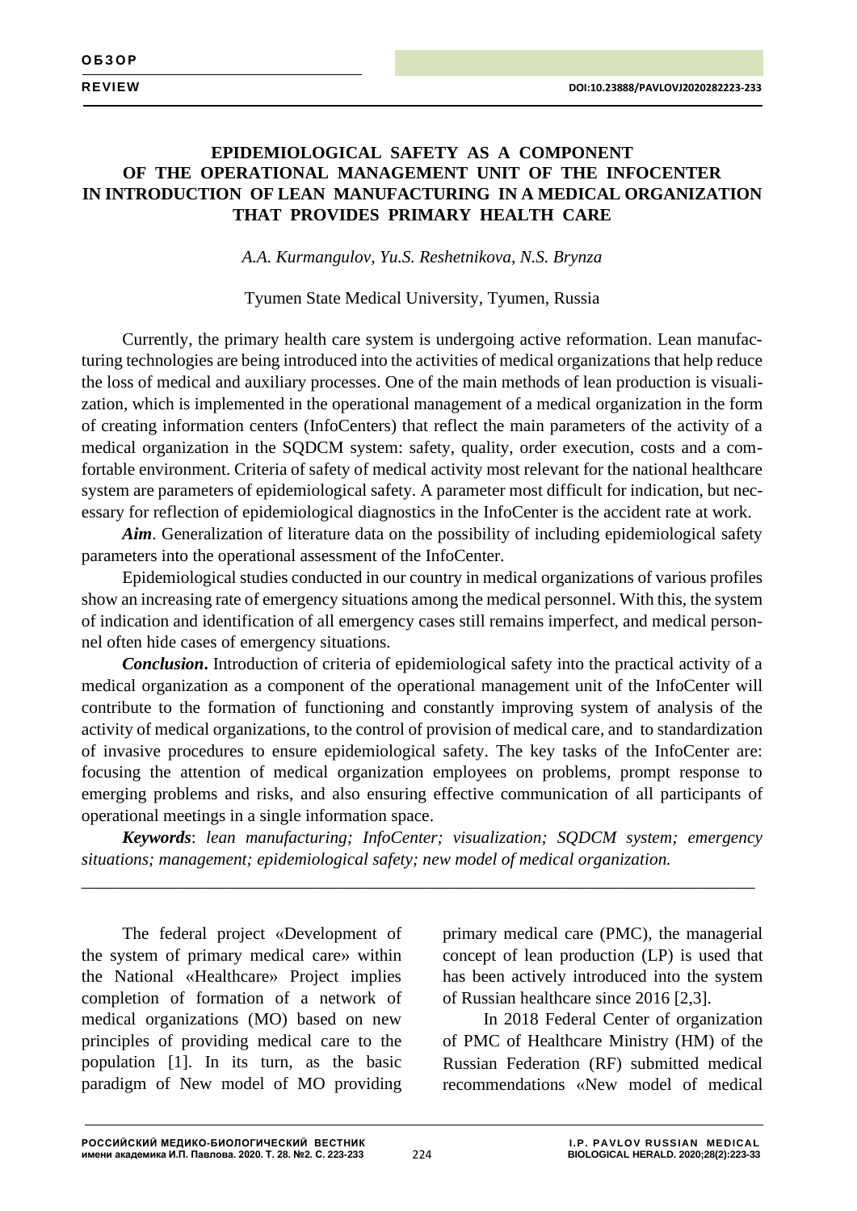# EPIDEMIOLOGICAL SAFETY AS A COMPONENT OF THE OPERATIONAL MANAGEMENT UNIT OF THE INFOCENTER IN INTRODUCTION OF LEAN MANUFACTURING IN A MEDICAL ORGANIZATION THAT PROVIDES PRIMARY HEALTH CARE

*A.A. Kurmangulov, Yu.S. Reshetnikova, N.S. Brynza*

Tyumen State Medical University, Tyumen, Russia

Currently, the primary health care system is undergoing active reformation. Lean manufacturing technologies are being introduced into the activities of medical organizations that help reduce the loss of medical and auxiliary processes. One of the main methods of lean production is visualization, which is implemented in the operational management of a medical organization in the form of creating information centers (InfoCenters) that reflect the main parameters of the activity of a medical organization in the SQDCM system: safety, quality, order execution, costs and a comfortable environment. Criteria of safety of medical activity most relevant for the national healthcare system are parameters of epidemiological safety. A parameter most difficult for indication, but necessary for reflection of epidemiological diagnostics in the InfoCenter is the accident rate at work.

***Aim***. Generalization of literature data on the possibility of including epidemiological safety parameters into the operational assessment of the InfoCenter.

Epidemiological studies conducted in our country in medical organizations of various profiles show an increasing rate of emergency situations among the medical personnel. With this, the system of indication and identification of all emergency cases still remains imperfect, and medical personnel often hide cases of emergency situations.

***Conclusion*.** Introduction of criteria of epidemiological safety into the practical activity of a medical organization as a component of the operational management unit of the InfoCenter will contribute to the formation of functioning and constantly improving system of analysis of the activity of medical organizations, to the control of provision of medical care, and to standardization of invasive procedures to ensure epidemiological safety. The key tasks of the InfoCenter are: focusing the attention of medical organization employees on problems, prompt response to emerging problems and risks, and also ensuring effective communication of all participants of operational meetings in a single information space.

***Keywords***: *lean manufacturing; InfoCenter; visualization; SQDCM system; emergency situations; management; epidemiological safety; new model of medical organization.*

---

The federal project «Development of the system of primary medical care» within the National «Healthcare» Project implies completion of formation of a network of medical organizations (MO) based on new principles of providing medical care to the population [1]. In its turn, as the basic paradigm of New model of MO providing primary medical care (PMC), the managerial concept of lean production (LP) is used that has been actively introduced into the system of Russian healthcare since 2016 [2,3].

In 2018 Federal Center of organization of PMC of Healthcare Ministry (HM) of the Russian Federation (RF) submitted medical recommendations «New model of medical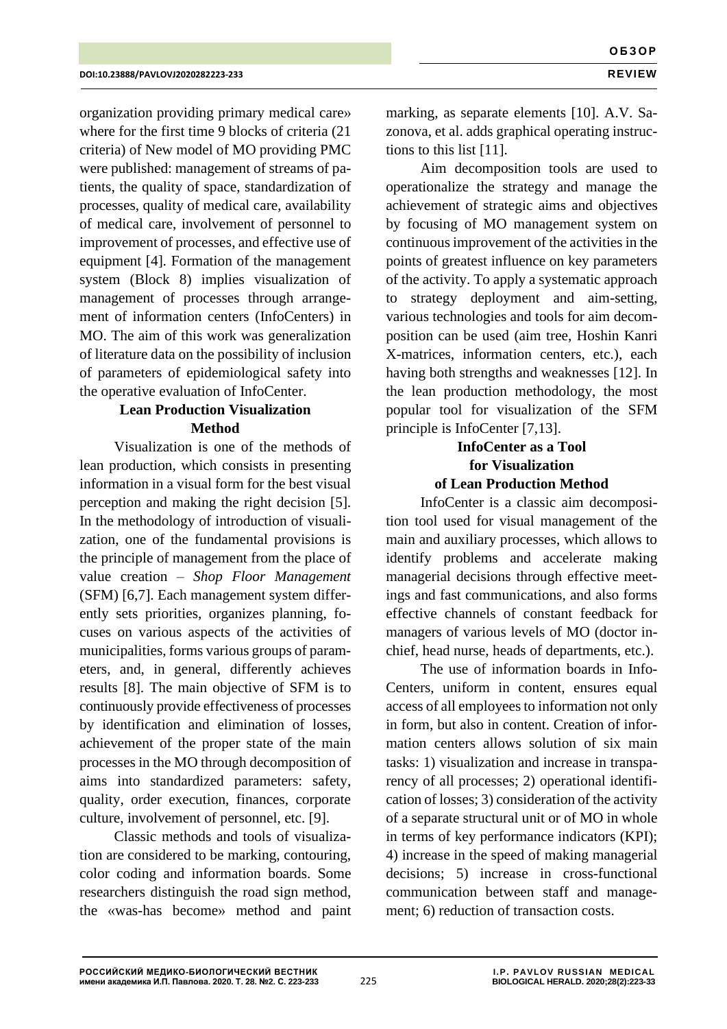organization providing primary medical care» where for the first time 9 blocks of criteria (21 criteria) of New model of MO providing PMC were published: management of streams of patients, the quality of space, standardization of processes, quality of medical care, availability of medical care, involvement of personnel to improvement of processes, and effective use of equipment [4]. Formation of the management system (Block 8) implies visualization of management of processes through arrangement of information centers (InfoCenters) in MO. The aim of this work was generalization of literature data on the possibility of inclusion of parameters of epidemiological safety into the operative evaluation of InfoCenter.

## Lean Production Visualization Method

Visualization is one of the methods of lean production, which consists in presenting information in a visual form for the best visual perception and making the right decision [5]. In the methodology of introduction of visualization, one of the fundamental provisions is the principle of management from the place of value creation – *Shop Floor Management* (SFM) [6,7]. Each management system differently sets priorities, organizes planning, focuses on various aspects of the activities of municipalities, forms various groups of parameters, and, in general, differently achieves results [8]. The main objective of SFM is to continuously provide effectiveness of processes by identification and elimination of losses, achievement of the proper state of the main processes in the MO through decomposition of aims into standardized parameters: safety, quality, order execution, finances, corporate culture, involvement of personnel, etc. [9].

Classic methods and tools of visualization are considered to be marking, contouring, color coding and information boards. Some researchers distinguish the road sign method, the «was-has become» method and paint marking, as separate elements [10]. A.V. Sazonova, et al. adds graphical operating instructions to this list [11].

Aim decomposition tools are used to operationalize the strategy and manage the achievement of strategic aims and objectives by focusing of MO management system on continuous improvement of the activities in the points of greatest influence on key parameters of the activity. To apply a systematic approach to strategy deployment and aim-setting, various technologies and tools for aim decomposition can be used (aim tree, Hoshin Kanri X-matrices, information centers, etc.), each having both strengths and weaknesses [12]. In the lean production methodology, the most popular tool for visualization of the SFM principle is InfoCenter [7,13].

## InfoCenter as a Tool for Visualization of Lean Production Method

InfoCenter is a classic aim decomposition tool used for visual management of the main and auxiliary processes, which allows to identify problems and accelerate making managerial decisions through effective meetings and fast communications, and also forms effective channels of constant feedback for managers of various levels of MO (doctor in-chief, head nurse, heads of departments, etc.).

The use of information boards in InfoCenters, uniform in content, ensures equal access of all employees to information not only in form, but also in content. Creation of information centers allows solution of six main tasks: 1) visualization and increase in transparency of all processes; 2) operational identification of losses; 3) consideration of the activity of a separate structural unit or of MO in whole in terms of key performance indicators (KPI); 4) increase in the speed of making managerial decisions; 5) increase in cross-functional communication between staff and management; 6) reduction of transaction costs.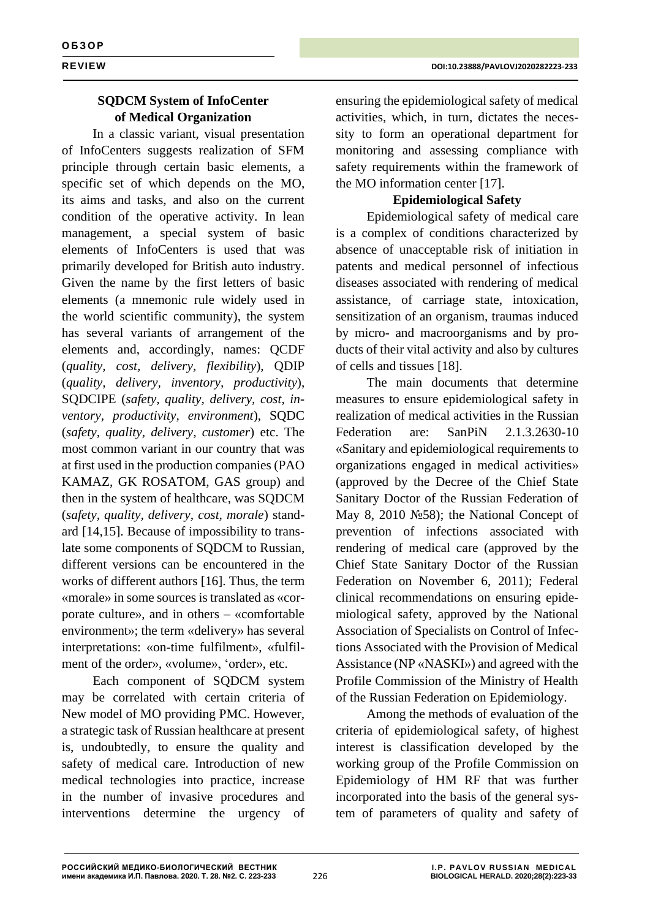## SQDCM System of InfoCenter of Medical Organization

In a classic variant, visual presentation of InfoCenters suggests realization of SFM principle through certain basic elements, a specific set of which depends on the MO, its aims and tasks, and also on the current condition of the operative activity. In lean management, a special system of basic elements of InfoCenters is used that was primarily developed for British auto industry. Given the name by the first letters of basic elements (a mnemonic rule widely used in the world scientific community), the system has several variants of arrangement of the elements and, accordingly, names: QCDF (*quality, cost, delivery, flexibility*), QDIP (*quality, delivery, inventory, productivity*), SQDCIPE (*safety, quality, delivery, cost, inventory, productivity, environment*), SQDC (*safety, quality, delivery, customer*) etc. The most common variant in our country that was at first used in the production companies (PAO KAMAZ, GK ROSATOM, GAS group) and then in the system of healthcare, was SQDCM (*safety, quality, delivery, cost, morale*) standard [14,15]. Because of impossibility to translate some components of SQDCM to Russian, different versions can be encountered in the works of different authors [16]. Thus, the term «morale» in some sources is translated as «corporate culture», and in others – «comfortable environment»; the term «delivery» has several interpretations: «on-time fulfilment», «fulfilment of the order», «volume», 'order», etc.

Each component of SQDCM system may be correlated with certain criteria of New model of MO providing PMC. However, a strategic task of Russian healthcare at present is, undoubtedly, to ensure the quality and safety of medical care. Introduction of new medical technologies into practice, increase in the number of invasive procedures and interventions determine the urgency of ensuring the epidemiological safety of medical activities, which, in turn, dictates the necessity to form an operational department for monitoring and assessing compliance with safety requirements within the framework of the MO information center [17].

## Epidemiological Safety

Epidemiological safety of medical care is a complex of conditions characterized by absence of unacceptable risk of initiation in patents and medical personnel of infectious diseases associated with rendering of medical assistance, of carriage state, intoxication, sensitization of an organism, traumas induced by micro- and macroorganisms and by products of their vital activity and also by cultures of cells and tissues [18].

The main documents that determine measures to ensure epidemiological safety in realization of medical activities in the Russian Federation are: SanPiN 2.1.3.2630-10 «Sanitary and epidemiological requirements to organizations engaged in medical activities» (approved by the Decree of the Chief State Sanitary Doctor of the Russian Federation of May 8, 2010 №58); the National Concept of prevention of infections associated with rendering of medical care (approved by the Chief State Sanitary Doctor of the Russian Federation on November 6, 2011); Federal clinical recommendations on ensuring epidemiological safety, approved by the National Association of Specialists on Control of Infections Associated with the Provision of Medical Assistance (NP «NASKI») and agreed with the Profile Commission of the Ministry of Health of the Russian Federation on Epidemiology.

Among the methods of evaluation of the criteria of epidemiological safety, of highest interest is classification developed by the working group of the Profile Commission on Epidemiology of HM RF that was further incorporated into the basis of the general system of parameters of quality and safety of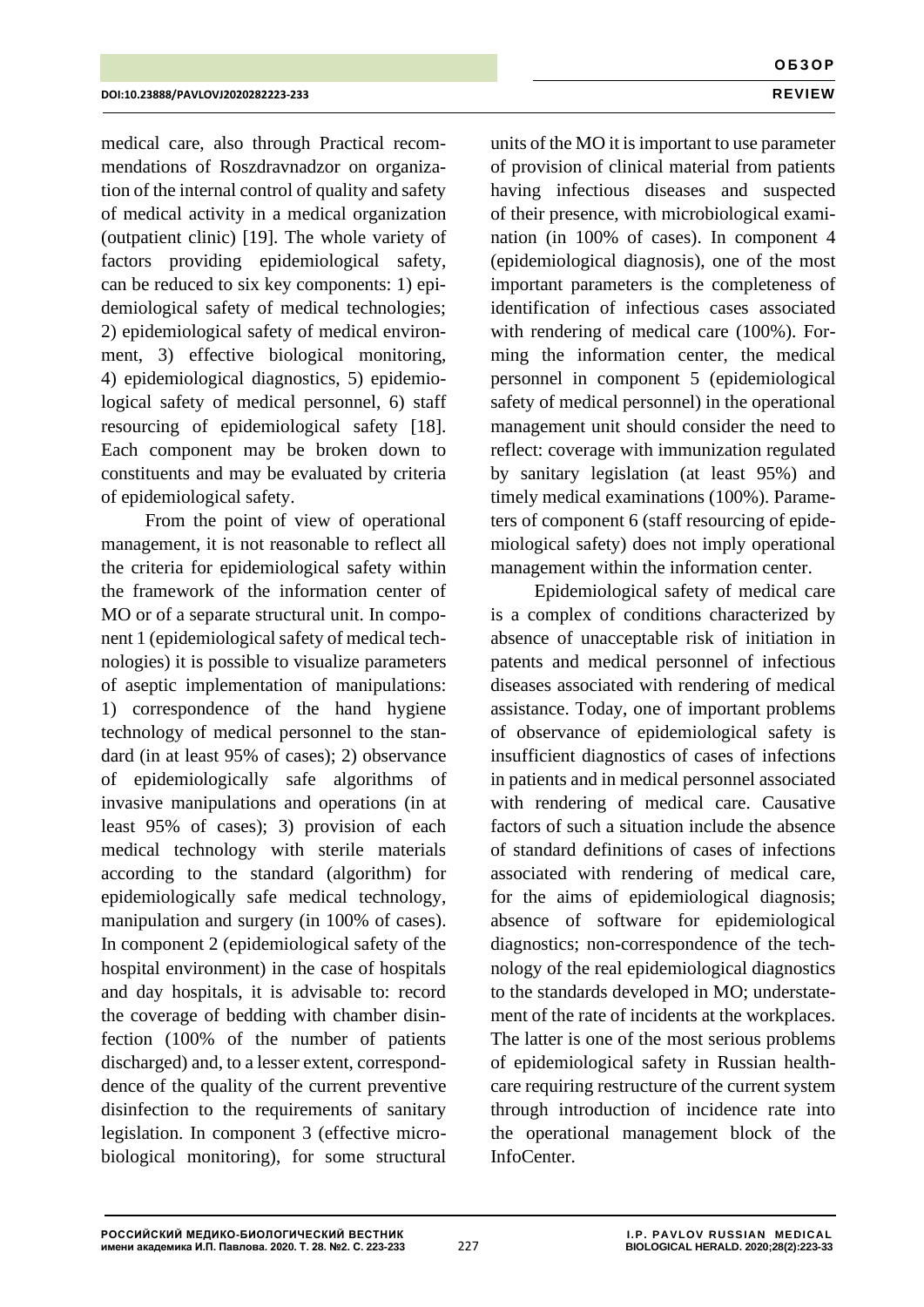medical care, also through Practical recommendations of Roszdravnadzor on organization of the internal control of quality and safety of medical activity in a medical organization (outpatient clinic) [19]. The whole variety of factors providing epidemiological safety, can be reduced to six key components: 1) epidemiological safety of medical technologies; 2) epidemiological safety of medical environment, 3) effective biological monitoring, 4) epidemiological diagnostics, 5) epidemiological safety of medical personnel, 6) staff resourcing of epidemiological safety [18]. Each component may be broken down to constituents and may be evaluated by criteria of epidemiological safety.

From the point of view of operational management, it is not reasonable to reflect all the criteria for epidemiological safety within the framework of the information center of MO or of a separate structural unit. In component 1 (epidemiological safety of medical technologies) it is possible to visualize parameters of aseptic implementation of manipulations: 1) correspondence of the hand hygiene technology of medical personnel to the standard (in at least 95% of cases); 2) observance of epidemiologically safe algorithms of invasive manipulations and operations (in at least 95% of cases); 3) provision of each medical technology with sterile materials according to the standard (algorithm) for epidemiologically safe medical technology, manipulation and surgery (in 100% of cases). In component 2 (epidemiological safety of the hospital environment) in the case of hospitals and day hospitals, it is advisable to: record the coverage of bedding with chamber disinfection (100% of the number of patients discharged) and, to a lesser extent, correspondence of the quality of the current preventive disinfection to the requirements of sanitary legislation. In component 3 (effective microbiological monitoring), for some structural units of the MO it is important to use parameter of provision of clinical material from patients having infectious diseases and suspected of their presence, with microbiological examination (in 100% of cases). In component 4 (epidemiological diagnosis), one of the most important parameters is the completeness of identification of infectious cases associated with rendering of medical care (100%). Forming the information center, the medical personnel in component 5 (epidemiological safety of medical personnel) in the operational management unit should consider the need to reflect: coverage with immunization regulated by sanitary legislation (at least 95%) and timely medical examinations (100%). Parameters of component 6 (staff resourcing of epidemiological safety) does not imply operational management within the information center.

Epidemiological safety of medical care is a complex of conditions characterized by absence of unacceptable risk of initiation in patents and medical personnel of infectious diseases associated with rendering of medical assistance. Today, one of important problems of observance of epidemiological safety is insufficient diagnostics of cases of infections in patients and in medical personnel associated with rendering of medical care. Causative factors of such a situation include the absence of standard definitions of cases of infections associated with rendering of medical care, for the aims of epidemiological diagnosis; absence of software for epidemiological diagnostics; non-correspondence of the technology of the real epidemiological diagnostics to the standards developed in MO; understatement of the rate of incidents at the workplaces. The latter is one of the most serious problems of epidemiological safety in Russian healthcare requiring restructure of the current system through introduction of incidence rate into the operational management block of the InfoCenter.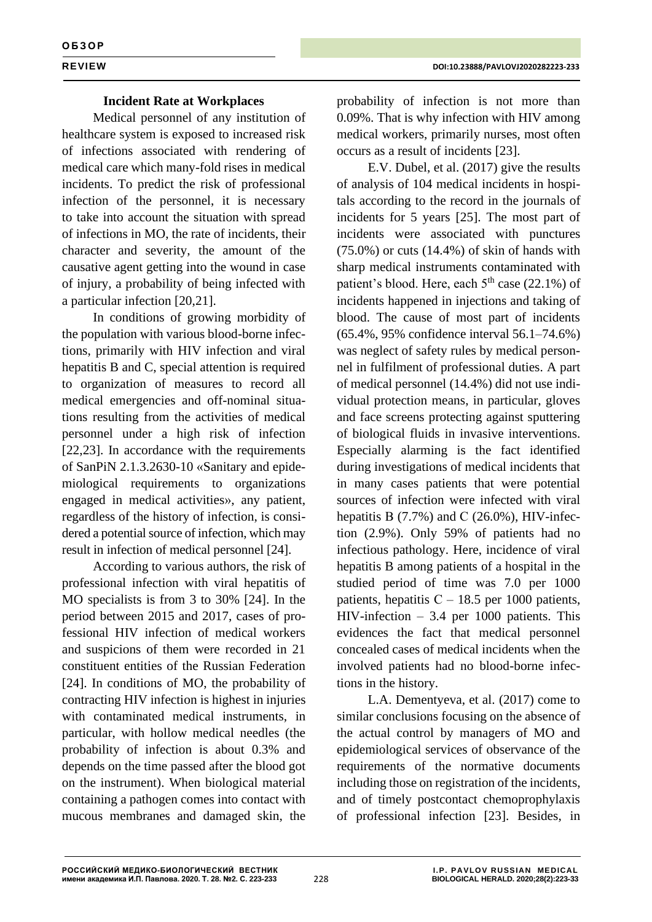### Incident Rate at Workplaces

Medical personnel of any institution of healthcare system is exposed to increased risk of infections associated with rendering of medical care which many-fold rises in medical incidents. To predict the risk of professional infection of the personnel, it is necessary to take into account the situation with spread of infections in MO, the rate of incidents, their character and severity, the amount of the causative agent getting into the wound in case of injury, a probability of being infected with a particular infection [20,21].

In conditions of growing morbidity of the population with various blood-borne infections, primarily with HIV infection and viral hepatitis B and C, special attention is required to organization of measures to record all medical emergencies and off-nominal situations resulting from the activities of medical personnel under a high risk of infection [22,23]. In accordance with the requirements of SanPiN 2.1.3.2630-10 «Sanitary and epidemiological requirements to organizations engaged in medical activities», any patient, regardless of the history of infection, is considered a potential source of infection, which may result in infection of medical personnel [24].

According to various authors, the risk of professional infection with viral hepatitis of MO specialists is from 3 to 30% [24]. In the period between 2015 and 2017, cases of professional HIV infection of medical workers and suspicions of them were recorded in 21 constituent entities of the Russian Federation [24]. In conditions of MO, the probability of contracting HIV infection is highest in injuries with contaminated medical instruments, in particular, with hollow medical needles (the probability of infection is about 0.3% and depends on the time passed after the blood got on the instrument). When biological material containing a pathogen comes into contact with mucous membranes and damaged skin, the probability of infection is not more than 0.09%. That is why infection with HIV among medical workers, primarily nurses, most often occurs as a result of incidents [23].

E.V. Dubel, et al. (2017) give the results of analysis of 104 medical incidents in hospitals according to the record in the journals of incidents for 5 years [25]. The most part of incidents were associated with punctures (75.0%) or cuts (14.4%) of skin of hands with sharp medical instruments contaminated with patient's blood. Here, each 5th case (22.1%) of incidents happened in injections and taking of blood. The cause of most part of incidents (65.4%, 95% confidence interval 56.1–74.6%) was neglect of safety rules by medical personnel in fulfilment of professional duties. A part of medical personnel (14.4%) did not use individual protection means, in particular, gloves and face screens protecting against sputtering of biological fluids in invasive interventions. Especially alarming is the fact identified during investigations of medical incidents that in many cases patients that were potential sources of infection were infected with viral hepatitis B (7.7%) and C (26.0%), HIV-infection (2.9%). Only 59% of patients had no infectious pathology. Here, incidence of viral hepatitis B among patients of a hospital in the studied period of time was 7.0 per 1000 patients, hepatitis C – 18.5 per 1000 patients, HIV-infection – 3.4 per 1000 patients. This evidences the fact that medical personnel concealed cases of medical incidents when the involved patients had no blood-borne infections in the history.

L.A. Dementyeva, et al. (2017) come to similar conclusions focusing on the absence of the actual control by managers of MO and epidemiological services of observance of the requirements of the normative documents including those on registration of the incidents, and of timely postcontact chemoprophylaxis of professional infection [23]. Besides, in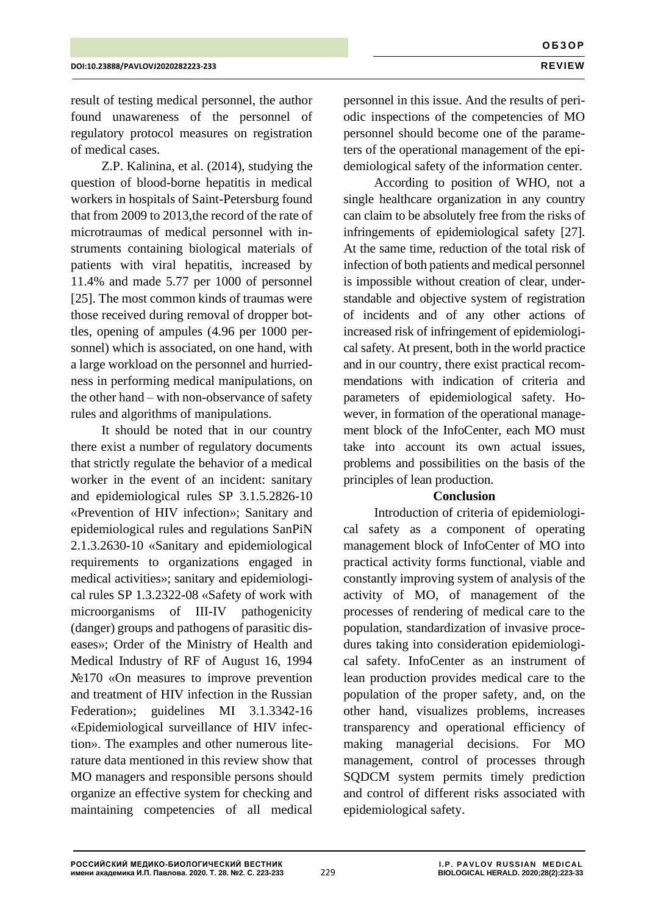result of testing medical personnel, the author found unawareness of the personnel of regulatory protocol measures on registration of medical cases.

Z.P. Kalinina, et al. (2014), studying the question of blood-borne hepatitis in medical workers in hospitals of Saint-Petersburg found that from 2009 to 2013,the record of the rate of microtraumas of medical personnel with instruments containing biological materials of patients with viral hepatitis, increased by 11.4% and made 5.77 per 1000 of personnel [25]. The most common kinds of traumas were those received during removal of dropper bottles, opening of ampules (4.96 per 1000 personnel) which is associated, on one hand, with a large workload on the personnel and hurriedness in performing medical manipulations, on the other hand – with non-observance of safety rules and algorithms of manipulations.

It should be noted that in our country there exist a number of regulatory documents that strictly regulate the behavior of a medical worker in the event of an incident: sanitary and epidemiological rules SP 3.1.5.2826-10 «Prevention of HIV infection»; Sanitary and epidemiological rules and regulations SanPiN 2.1.3.2630-10 «Sanitary and epidemiological requirements to organizations engaged in medical activities»; sanitary and epidemiological rules SP 1.3.2322-08 «Safety of work with microorganisms of III-IV pathogenicity (danger) groups and pathogens of parasitic diseases»; Order of the Ministry of Health and Medical Industry of RF of August 16, 1994 №170 «On measures to improve prevention and treatment of HIV infection in the Russian Federation»; guidelines MI 3.1.3342-16 «Epidemiological surveillance of HIV infection». The examples and other numerous literature data mentioned in this review show that MO managers and responsible persons should organize an effective system for checking and maintaining competencies of all medical personnel in this issue. And the results of periodic inspections of the competencies of MO personnel should become one of the parameters of the operational management of the epidemiological safety of the information center.

According to position of WHO, not a single healthcare organization in any country can claim to be absolutely free from the risks of infringements of epidemiological safety [27]. At the same time, reduction of the total risk of infection of both patients and medical personnel is impossible without creation of clear, understandable and objective system of registration of incidents and of any other actions of increased risk of infringement of epidemiological safety. At present, both in the world practice and in our country, there exist practical recommendations with indication of criteria and parameters of epidemiological safety. However, in formation of the operational management block of the InfoCenter, each MO must take into account its own actual issues, problems and possibilities on the basis of the principles of lean production.

## Conclusion

Introduction of criteria of epidemiological safety as a component of operating management block of InfoCenter of MO into practical activity forms functional, viable and constantly improving system of analysis of the activity of MO, of management of the processes of rendering of medical care to the population, standardization of invasive procedures taking into consideration epidemiological safety. InfoCenter as an instrument of lean production provides medical care to the population of the proper safety, and, on the other hand, visualizes problems, increases transparency and operational efficiency of making managerial decisions. For MO management, control of processes through SQDCM system permits timely prediction and control of different risks associated with epidemiological safety.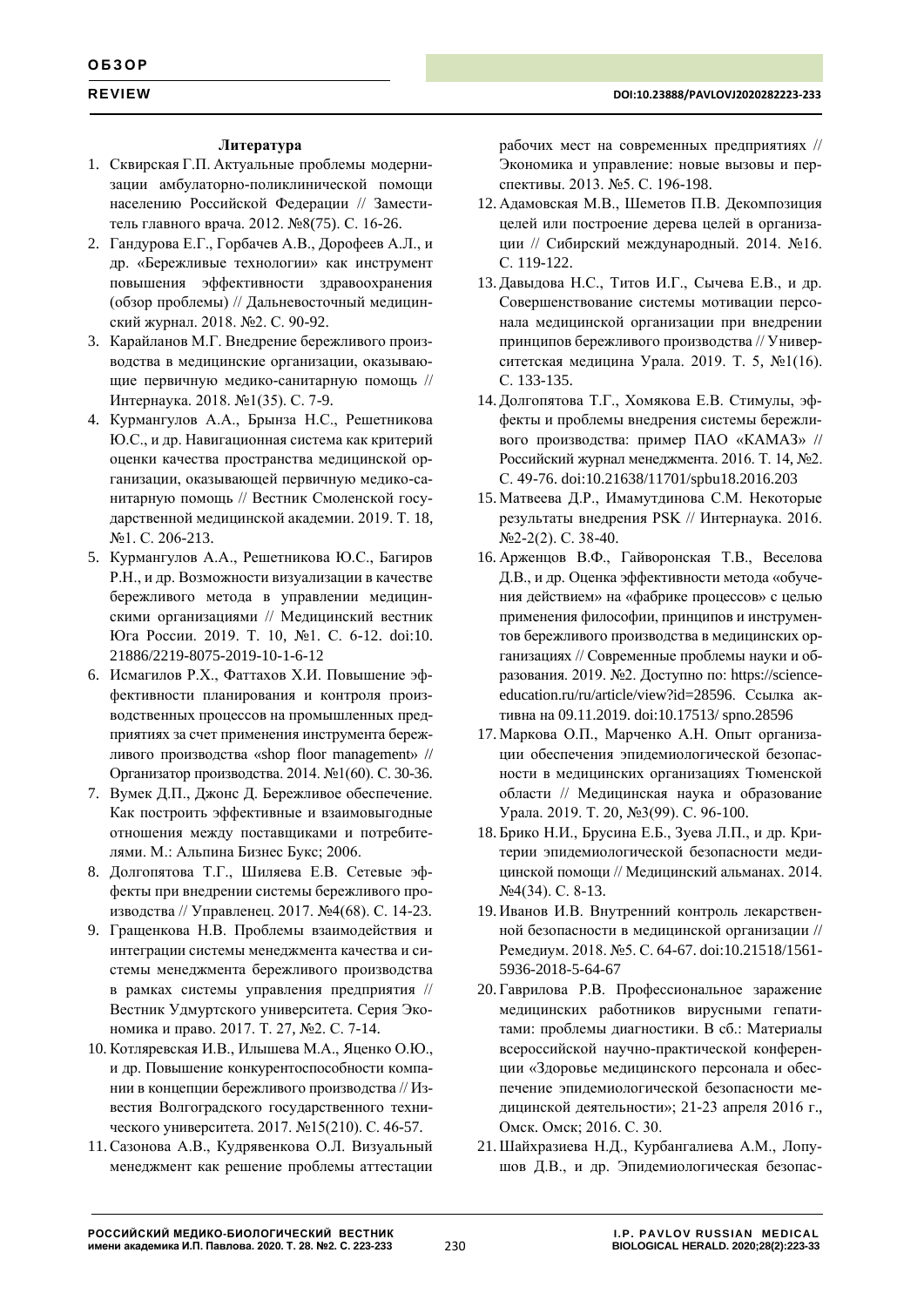**Литература**

1. Сквирская Г.П. Актуальные проблемы модернизации амбулаторно-поликлинической помощи населению Российской Федерации // Заместитель главного врача. 2012. №8(75). С. 16-26.
2. Гандурова Е.Г., Горбачев А.В., Дорофеев А.Л., и др. «Бережливые технологии» как инструмент повышения эффективности здравоохранения (обзор проблемы) // Дальневосточный медицинский журнал. 2018. №2. С. 90-92.
3. Карайланов М.Г. Внедрение бережливого производства в медицинские организации, оказывающие первичную медико-санитарную помощь // Интернаука. 2018. №1(35). С. 7-9.
4. Курмангулов А.А., Брынза Н.С., Решетникова Ю.С., и др. Навигационная система как критерий оценки качества пространства медицинской организации, оказывающей первичную медико-санитарную помощь // Вестник Смоленской государственной медицинской академии. 2019. Т. 18, №1. С. 206-213.
5. Курмангулов А.А., Решетникова Ю.С., Багиров Р.Н., и др. Возможности визуализации в качестве бережливого метода в управлении медицинскими организациями // Медицинский вестник Юга России. 2019. Т. 10, №1. С. 6-12. doi:10. 21886/2219-8075-2019-10-1-6-12
6. Исмагилов Р.Х., Фаттахов Х.И. Повышение эффективности планирования и контроля производственных процессов на промышленных предприятиях за счет применения инструмента бережливого производства «shop floor management» // Организатор производства. 2014. №1(60). С. 30-36.
7. Вумек Д.П., Джонс Д. Бережливое обеспечение. Как построить эффективные и взаимовыгодные отношения между поставщиками и потребителями. М.: Альпина Бизнес Букс; 2006.
8. Долгопятова Т.Г., Шиляева Е.В. Сетевые эффекты при внедрении системы бережливого производства // Управленец. 2017. №4(68). С. 14-23.
9. Гращенкова Н.В. Проблемы взаимодействия и интеграции системы менеджмента качества и системы менеджмента бережливого производства в рамках системы управления предприятия // Вестник Удмуртского университета. Серия Экономика и право. 2017. Т. 27, №2. С. 7-14.
10. Котляревская И.В., Илышева М.А., Яценко О.Ю., и др. Повышение конкурентоспособности компании в концепции бережливого производства // Известия Волгоградского государственного технического университета. 2017. №15(210). С. 46-57.
11. Сазонова А.В., Кудрявенкова О.Л. Визуальный менеджмент как решение проблемы аттестации рабочих мест на современных предприятиях // Экономика и управление: новые вызовы и перспективы. 2013. №5. С. 196-198.
12. Адамовская М.В., Шеметов П.В. Декомпозиция целей или построение дерева целей в организации // Сибирский международный. 2014. №16. С. 119-122.
13. Давыдова Н.С., Титов И.Г., Сычева Е.В., и др. Совершенствование системы мотивации персонала медицинской организации при внедрении принципов бережливого производства // Университетская медицина Урала. 2019. Т. 5, №1(16). С. 133-135.
14. Долгопятова Т.Г., Хомякова Е.В. Стимулы, эффекты и проблемы внедрения системы бережливого производства: пример ПАО «КАМАЗ» // Российский журнал менеджмента. 2016. Т. 14, №2. С. 49-76. doi:10.21638/11701/spbu18.2016.203
15. Матвеева Д.Р., Имамутдинова С.М. Некоторые результаты внедрения PSK // Интернаука. 2016. №2-2(2). С. 38-40.
16. Арженцов В.Ф., Гайворонская Т.В., Веселова Д.В., и др. Оценка эффективности метода «обучения действием» на «фабрике процессов» с целью применения философии, принципов и инструментов бережливого производства в медицинских организациях // Современные проблемы науки и образования. 2019. №2. Доступно по: https://science-education.ru/ru/article/view?id=28596. Ссылка активна на 09.11.2019. doi:10.17513/ spno.28596
17. Маркова О.П., Марченко А.Н. Опыт организации обеспечения эпидемиологической безопасности в медицинских организациях Тюменской области // Медицинская наука и образование Урала. 2019. Т. 20, №3(99). С. 96-100.
18. Брико Н.И., Брусина Е.Б., Зуева Л.П., и др. Критерии эпидемиологической безопасности медицинской помощи // Медицинский альманах. 2014. №4(34). С. 8-13.
19. Иванов И.В. Внутренний контроль лекарственной безопасности в медицинской организации // Ремедиум. 2018. №5. С. 64-67. doi:10.21518/1561-5936-2018-5-64-67
20. Гаврилова Р.В. Профессиональное заражение медицинских работников вирусными гепатитами: проблемы диагностики. В сб.: Материалы всероссийской научно-практической конференции «Здоровье медицинского персонала и обеспечение эпидемиологической безопасности медицинской деятельности»; 21-23 апреля 2016 г., Омск. Омск; 2016. С. 30.
21. Шайхразиева Н.Д., Курбангалиева А.М., Лопушов Д.В., и др. Эпидемиологическая безопас-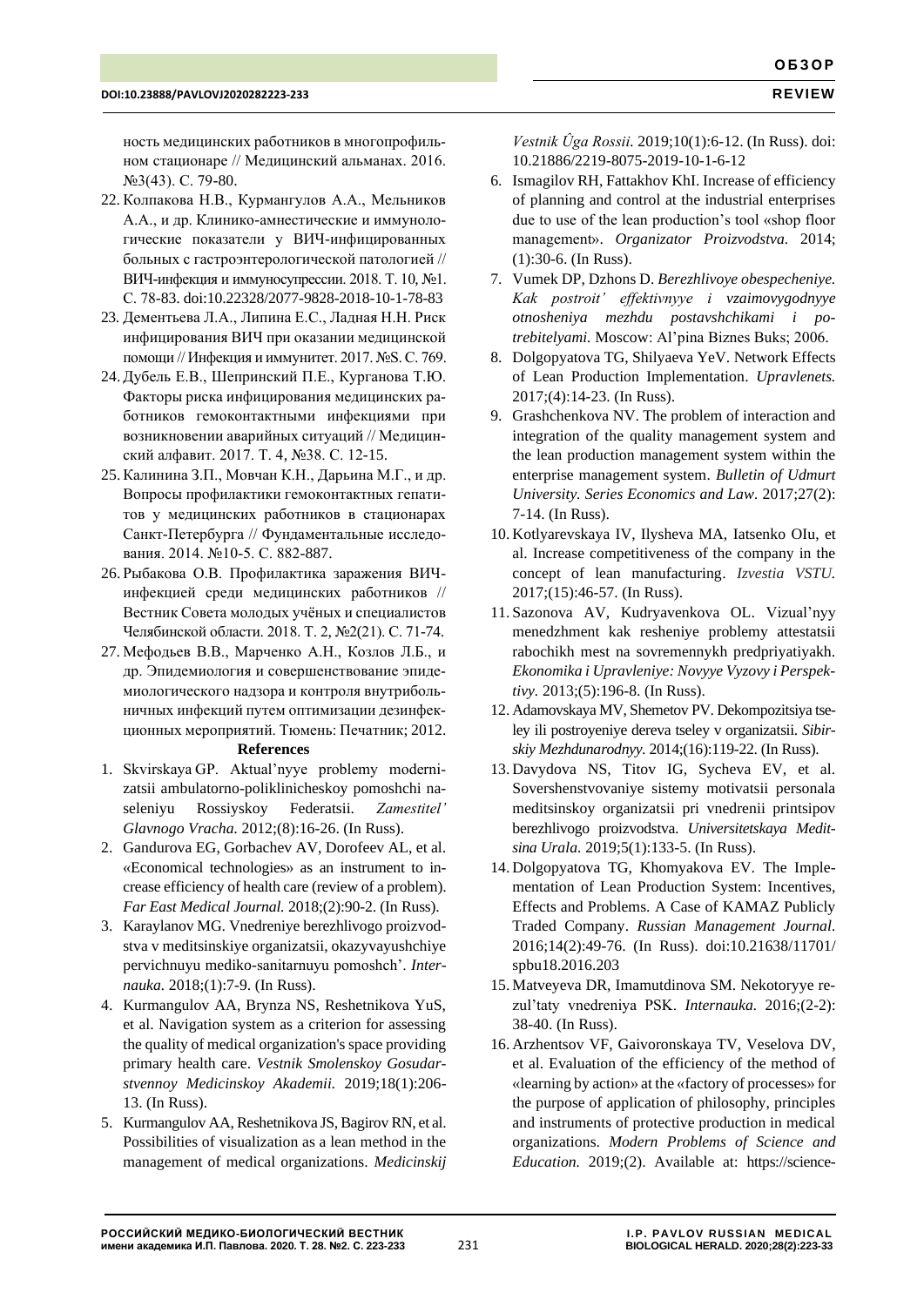ность медицинских работников в многопрофильном стационаре // Медицинский альманах. 2016. №3(43). С. 79-80.

22. Колпакова Н.В., Курмангулов А.А., Мельников А.А., и др. Клинико-амнестические и иммунологические показатели у ВИЧ-инфицированных больных с гастроэнтерологической патологией // ВИЧ-инфекция и иммуносупрессии. 2018. Т. 10, №1. С. 78-83. doi:10.22328/2077-9828-2018-10-1-78-83
23. Дементьева Л.А., Липина Е.С., Ладная Н.Н. Риск инфицирования ВИЧ при оказании медицинской помощи // Инфекция и иммунитет. 2017. №S. С. 769.
24. Дубель Е.В., Шепринский П.Е., Курганова Т.Ю. Факторы риска инфицирования медицинских работников гемоконтактными инфекциями при возникновении аварийных ситуаций // Медицинский алфавит. 2017. Т. 4, №38. С. 12-15.
25. Калинина З.П., Мовчан К.Н., Дарьина М.Г., и др. Вопросы профилактики гемоконтактных гепатитов у медицинских работников в стационарах Санкт-Петербурга // Фундаментальные исследования. 2014. №10-5. С. 882-887.
26. Рыбакова О.В. Профилактика заражения ВИЧ-инфекцией среди медицинских работников // Вестник Совета молодых учёных и специалистов Челябинской области. 2018. Т. 2, №2(21). С. 71-74.
27. Мефодьев В.В., Марченко А.Н., Козлов Л.Б., и др. Эпидемиология и совершенствование эпидемиологического надзора и контроля внутрибольничных инфекций путем оптимизации дезинфекционных мероприятий. Тюмень: Печатник; 2012.

**References**

1. Skvirskaya GP. Aktual'nyye problemy modernizatsii ambulatorno-poliklinicheskoy pomoshchi naseleniyu Rossiyskoy Federatsii. *Zamestitel' Glavnogo Vracha.* 2012;(8):16-26. (In Russ).
2. Gandurova EG, Gorbachev AV, Dorofeev AL, et al. «Economical technologies» as an instrument to increase efficiency of health care (review of a problem). *Far East Medical Journal.* 2018;(2):90-2. (In Russ).
3. Karaylanov MG. Vnedreniye berezhlivogo proizvodstva v meditsinskiye organizatsii, okazyvayushchiye pervichnuyu mediko-sanitarnuyu pomoshch'. *Internauka.* 2018;(1):7-9. (In Russ).
4. Kurmangulov AA, Brynza NS, Reshetnikova YuS, et al. Navigation system as a criterion for assessing the quality of medical organization's space providing primary health care. *Vestnik Smolenskoy Gosudarstvennoy Medicinskoy Akademii.* 2019;18(1):206-13. (In Russ).
5. Kurmangulov AA, Reshetnikova JS, Bagirov RN, et al. Possibilities of visualization as a lean method in the management of medical organizations. *Medicinskij Vestnik Ûga Rossii.* 2019;10(1):6-12. (In Russ). doi: 10.21886/2219-8075-2019-10-1-6-12
6. Ismagilov RH, Fattakhov KhI. Increase of efficiency of planning and control at the industrial enterprises due to use of the lean production's tool «shop floor management». *Organizator Proizvodstva.* 2014;(1):30-6. (In Russ).
7. Vumek DP, Dzhons D. *Berezhlivoye obespecheniye. Kak postroit' effektivnyye i vzaimovygodnyye otnosheniya mezhdu postavshchikami i potrebitelyami.* Moscow: Al'pina Biznes Buks; 2006.
8. Dolgopyatova TG, Shilyaeva YeV. Network Effects of Lean Production Implementation. *Upravlenets.* 2017;(4):14-23. (In Russ).
9. Grashchenkova NV. The problem of interaction and integration of the quality management system and the lean production management system within the enterprise management system. *Bulletin of Udmurt University. Series Economics and Law.* 2017;27(2): 7-14. (In Russ).
10. Kotlyarevskaya IV, Ilysheva MA, Iatsenko OIu, et al. Increase competitiveness of the company in the concept of lean manufacturing. *Izvestia VSTU.* 2017;(15):46-57. (In Russ).
11. Sazonova AV, Kudryavenkova OL. Vizual'nyy menedzhment kak resheniye problemy attestatsii rabochikh mest na sovremennykh predpriyatiyakh. *Ekonomika i Upravleniye: Novyye Vyzovy i Perspektivy.* 2013;(5):196-8. (In Russ).
12. Adamovskaya MV, Shemetov PV. Dekompozitsiya tseley ili postroyeniye dereva tseley v organizatsii. *Sibirskiy Mezhdunarodnyy.* 2014;(16):119-22. (In Russ).
13. Davydova NS, Titov IG, Sycheva EV, et al. Sovershenstvovaniye sistemy motivatsii personala meditsinskoy organizatsii pri vnedrenii printsipov berezhlivogo proizvodstva. *Universitetskaya Meditsina Urala.* 2019;5(1):133-5. (In Russ).
14. Dolgopyatova TG, Khomyakova EV. The Implementation of Lean Production System: Incentives, Effects and Problems. A Case of KAMAZ Publicly Traded Company. *Russian Management Journal.* 2016;14(2):49-76. (In Russ). doi:10.21638/11701/spbu18.2016.203
15. Matveyeva DR, Imamutdinova SM. Nekotoryye rezul'taty vnedreniya PSK. *Internauka.* 2016;(2-2): 38-40. (In Russ).
16. Arzhentsov VF, Gaivoronskaya TV, Veselova DV, et al. Evaluation of the efficiency of the method of «learning by action» at the «factory of processes» for the purpose of application of philosophy, principles and instruments of protective production in medical organizations. *Modern Problems of Science and Education.* 2019;(2). Available at: https://science-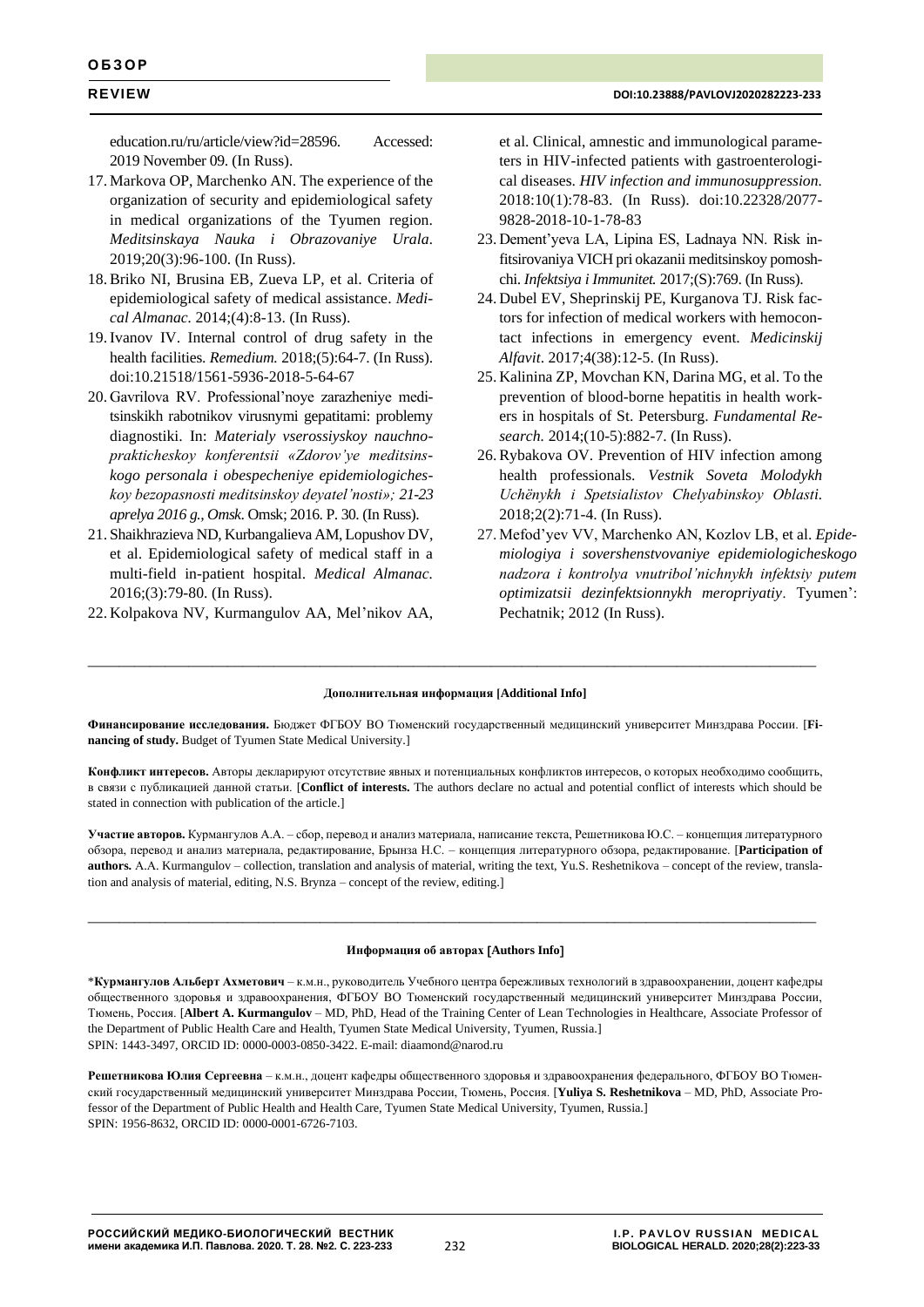education.ru/ru/article/view?id=28596. Accessed: 2019 November 09. (In Russ).

17. Markova OP, Marchenko AN. The experience of the organization of security and epidemiological safety in medical organizations of the Tyumen region. *Meditsinskaya Nauka i Obrazovaniye Urala*. 2019;20(3):96-100. (In Russ).
18. Briko NI, Brusina EB, Zueva LP, et al. Criteria of epidemiological safety of medical assistance. *Medical Almanac.* 2014;(4):8-13. (In Russ).
19. Ivanov IV. Internal control of drug safety in the health facilities. *Remedium.* 2018;(5):64-7. (In Russ). doi:10.21518/1561-5936-2018-5-64-67
20. Gavrilova RV. Professional'noye zarazheniye meditsinskikh rabotnikov virusnymi gepatitami: problemy diagnostiki. In: *Materialy vserossiyskoy nauchno-prakticheskoy konferentsii «Zdorov'ye meditsinskogo personala i obespecheniye epidemiologicheskoy bezopasnosti meditsinskoy deyatel'nosti»; 21-23 aprelya 2016 g., Omsk.* Omsk; 2016. P. 30. (In Russ).
21. Shaikhrazieva ND, Kurbangalieva AM, Lopushov DV, et al. Epidemiological safety of medical staff in a multi-field in-patient hospital. *Medical Almanac.* 2016;(3):79-80. (In Russ).
22. Kolpakova NV, Kurmangulov AA, Mel'nikov AA, et al. Clinical, amnestic and immunological parameters in HIV-infected patients with gastroenterological diseases. *HIV infection and immunosuppression.* 2018:10(1):78-83. (In Russ). doi:10.22328/2077-9828-2018-10-1-78-83
23. Dement'yeva LA, Lipina ES, Ladnaya NN. Risk infitsirovaniya VICH pri okazanii meditsinskoy pomoshchi. *Infektsiya i Immunitet.* 2017;(S):769. (In Russ).
24. Dubel EV, Sheprinskij PE, Kurganova TJ. Risk factors for infection of medical workers with hemocontact infections in emergency event. *Medicinskij Alfavit*. 2017;4(38):12-5. (In Russ).
25. Kalinina ZP, Movchan KN, Darina MG, et al. To the prevention of blood-borne hepatitis in health workers in hospitals of St. Petersburg. *Fundamental Research.* 2014;(10-5):882-7. (In Russ).
26. Rybakova OV. Prevention of HIV infection among health professionals. *Vestnik Soveta Molodykh Uchënykh i Spetsialistov Chelyabinskoy Oblasti.* 2018;2(2):71-4. (In Russ).
27. Mefod'yev VV, Marchenko AN, Kozlov LB, et al. *Epidemiologiya i sovershenstvovaniye epidemiologicheskogo nadzora i kontrolya vnutribol'nichnykh infektsiy putem optimizatsii dezinfektsionnykh meropriyatiy*. Tyumen': Pechatnik; 2012 (In Russ).

---

**Дополнительная информация [Additional Info]**

**Финансирование исследования.** Бюджет ФГБОУ ВО Тюменский государственный медицинский университет Минздрава России. [**Financing of study.** Budget of Tyumen State Medical University.]

**Конфликт интересов.** Авторы декларируют отсутствие явных и потенциальных конфликтов интересов, о которых необходимо сообщить, в связи с публикацией данной статьи. [**Conflict of interests.** The authors declare no actual and potential conflict of interests which should be stated in connection with publication of the article.]

**Участие авторов.** Курмангулов А.А. – сбор, перевод и анализ материала, написание текста, Решетникова Ю.С. – концепция литературного обзора, перевод и анализ материала, редактирование, Брынза Н.С. – концепция литературного обзора, редактирование. [**Participation of authors.** A.A. Kurmangulov – collection, translation and analysis of material, writing the text, Yu.S. Reshetnikova – concept of the review, translation and analysis of material, editing, N.S. Brynza – concept of the review, editing.]

---

**Информация об авторах [Authors Info]**

\***Курмангулов Альберт Ахметович** – к.м.н., руководитель Учебного центра бережливых технологий в здравоохранении, доцент кафедры общественного здоровья и здравоохранения, ФГБОУ ВО Тюменский государственный медицинский университет Минздрава России, Тюмень, Россия. [**Albert A. Kurmangulov** – MD, PhD, Head of the Training Center of Lean Technologies in Healthcare, Associate Professor of the Department of Public Health Care and Health, Tyumen State Medical University, Tyumen, Russia.]
SPIN: 1443-3497, ORCID ID: 0000-0003-0850-3422. E-mail: diaamond@narod.ru

**Решетникова Юлия Сергеевна** – к.м.н., доцент кафедры общественного здоровья и здравоохранения федерального, ФГБОУ ВО Тюменский государственный медицинский университет Минздрава России, Тюмень, Россия. [**Yuliya S. Reshetnikova** – MD, PhD, Associate Professor of the Department of Public Health and Health Care, Tyumen State Medical University, Tyumen, Russia.]
SPIN: 1956-8632, ORCID ID: 0000-0001-6726-7103.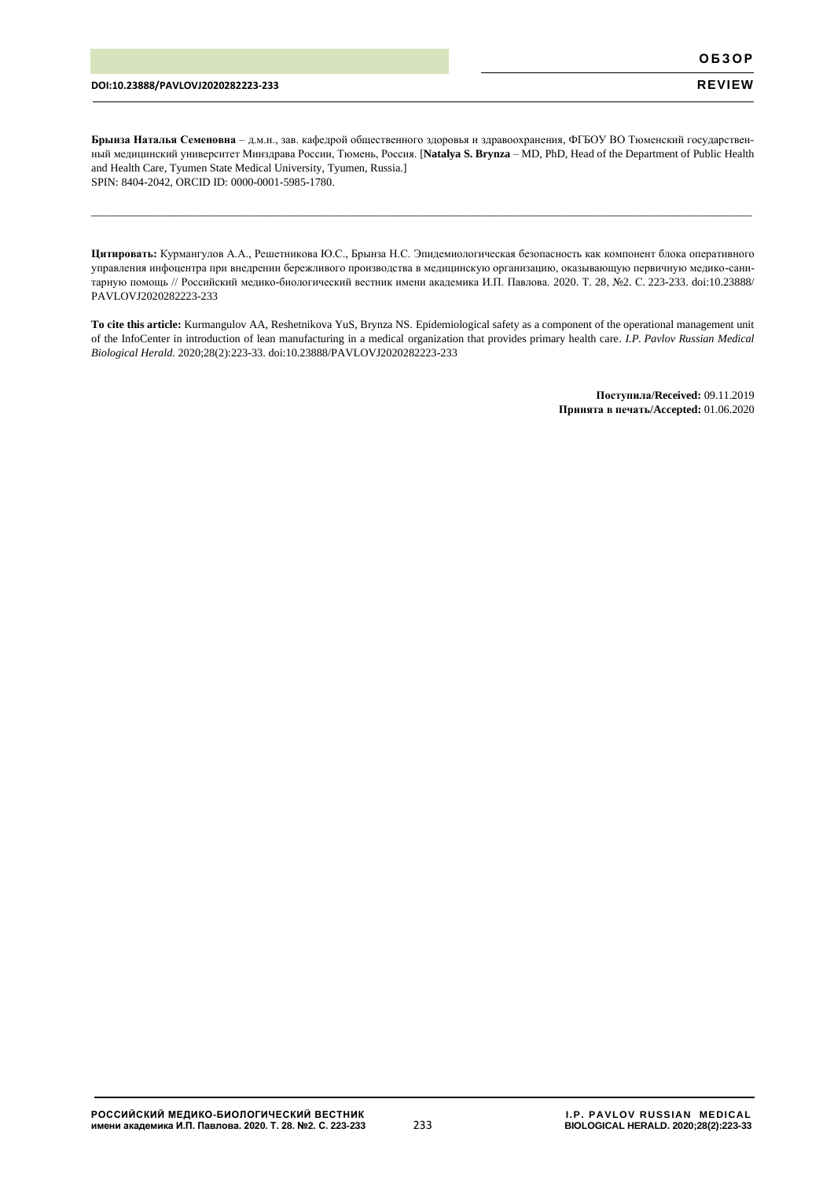**Брынза Наталья Семеновна** – д.м.н., зав. кафедрой общественного здоровья и здравоохранения, ФГБОУ ВО Тюменский государственный медицинский университет Минздрава России, Тюмень, Россия. [**Natalya S. Brynza** – MD, PhD, Head of the Department of Public Health and Health Care, Tyumen State Medical University, Tyumen, Russia.]
SPIN: 8404-2042, ORCID ID: 0000-0001-5985-1780.

---

**Цитировать:** Курмангулов А.А., Решетникова Ю.С., Брынза Н.С. Эпидемиологическая безопасность как компонент блока оперативного управления инфоцентра при внедрении бережливого производства в медицинскую организацию, оказывающую первичную медико-санитарную помощь // Российский медико-биологический вестник имени академика И.П. Павлова. 2020. Т. 28, №2. С. 223-233. doi:10.23888/PAVLOVJ2020282223-233

**To cite this article:** Kurmangulov AA, Reshetnikova YuS, Brynza NS. Epidemiological safety as a component of the operational management unit of the InfoCenter in introduction of lean manufacturing in a medical organization that provides primary health care. *I.P. Pavlov Russian Medical Biological Herald.* 2020;28(2):223-33. doi:10.23888/PAVLOVJ2020282223-233

**Поступила/Received:** 09.11.2019
**Принята в печать/Accepted:** 01.06.2020